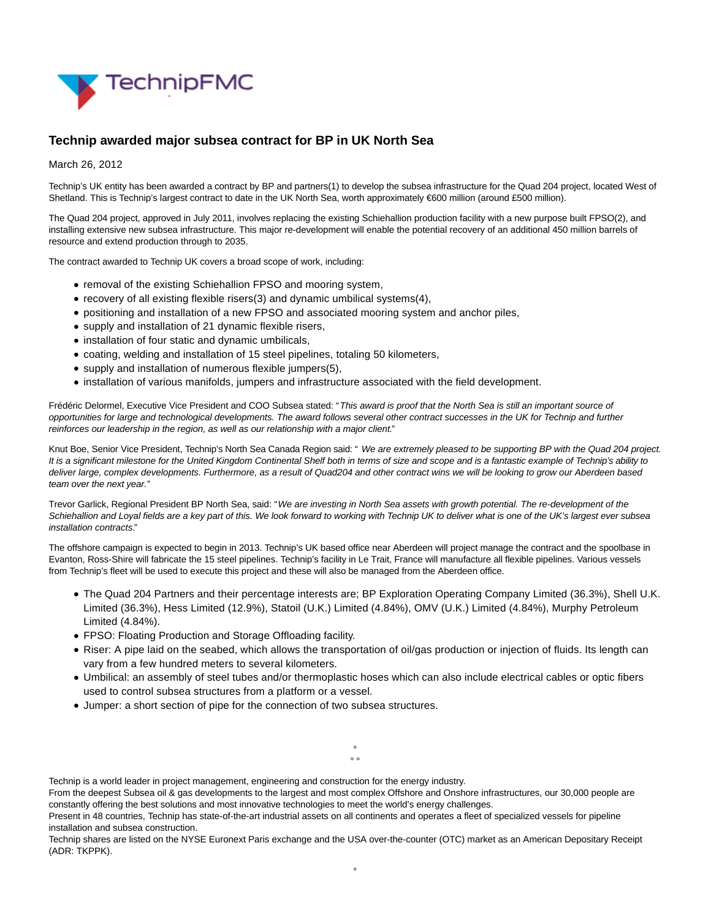TechnipFMC

# Technip awarded major subsea contract for BP in UK North Sea

March 26, 2012

Technip's UK entity has been awarded a contract by BP and partners(1) to develop the subsea infrastructure for the Quad 204 project, located West of Shetland. This is Technip's largest contract to date in the UK North Sea, worth approximately €600 million (around £500 million).

The Quad 204 project, approved in July 2011, involves replacing the existing Schiehallion production facility with a new purpose built FPSO(2), and installing extensive new subsea infrastructure. This major re-development will enable the potential recovery of an additional 450 million barrels of resource and extend production through to 2035.

The contract awarded to Technip UK covers a broad scope of work, including:

- removal of the existing Schiehallion FPSO and mooring system,
- recovery of all existing flexible risers(3) and dynamic umbilical systems(4),
- positioning and installation of a new FPSO and associated mooring system and anchor piles,
- supply and installation of 21 dynamic flexible risers,
- installation of four static and dynamic umbilicals,
- coating, welding and installation of 15 steel pipelines, totaling 50 kilometers,
- supply and installation of numerous flexible jumpers(5),
- installation of various manifolds, jumpers and infrastructure associated with the field development.

Frédéric Delormel, Executive Vice President and COO Subsea stated: "*This award is proof that the North Sea is still an important source of opportunities for large and technological developments. The award follows several other contract successes in the UK for Technip and further reinforces our leadership in the region, as well as our relationship with a major client.*"

Knut Boe, Senior Vice President, Technip's North Sea Canada Region said: "*We are extremely pleased to be supporting BP with the Quad 204 project. It is a significant milestone for the United Kingdom Continental Shelf both in terms of size and scope and is a fantastic example of Technip's ability to deliver large, complex developments. Furthermore, as a result of Quad204 and other contract wins we will be looking to grow our Aberdeen based team over the next year.*"

Trevor Garlick, Regional President BP North Sea, said: "*We are investing in North Sea assets with growth potential. The re-development of the Schiehallion and Loyal fields are a key part of this. We look forward to working with Technip UK to deliver what is one of the UK's largest ever subsea installation contracts*."

The offshore campaign is expected to begin in 2013. Technip's UK based office near Aberdeen will project manage the contract and the spoolbase in Evanton, Ross-Shire will fabricate the 15 steel pipelines. Technip's facility in Le Trait, France will manufacture all flexible pipelines. Various vessels from Technip's fleet will be used to execute this project and these will also be managed from the Aberdeen office.

- The Quad 204 Partners and their percentage interests are; BP Exploration Operating Company Limited (36.3%), Shell U.K. Limited (36.3%), Hess Limited (12.9%), Statoil (U.K.) Limited (4.84%), OMV (U.K.) Limited (4.84%), Murphy Petroleum Limited (4.84%).
- FPSO: Floating Production and Storage Offloading facility.
- Riser: A pipe laid on the seabed, which allows the transportation of oil/gas production or injection of fluids. Its length can vary from a few hundred meters to several kilometers.
- Umbilical: an assembly of steel tubes and/or thermoplastic hoses which can also include electrical cables or optic fibers used to control subsea structures from a platform or a vessel.
- Jumper: a short section of pipe for the connection of two subsea structures.

°
° °

Technip is a world leader in project management, engineering and construction for the energy industry.
From the deepest Subsea oil & gas developments to the largest and most complex Offshore and Onshore infrastructures, our 30,000 people are constantly offering the best solutions and most innovative technologies to meet the world's energy challenges.
Present in 48 countries, Technip has state-of-the-art industrial assets on all continents and operates a fleet of specialized vessels for pipeline installation and subsea construction.
Technip shares are listed on the NYSE Euronext Paris exchange and the USA over-the-counter (OTC) market as an American Depositary Receipt (ADR: TKPPK).

°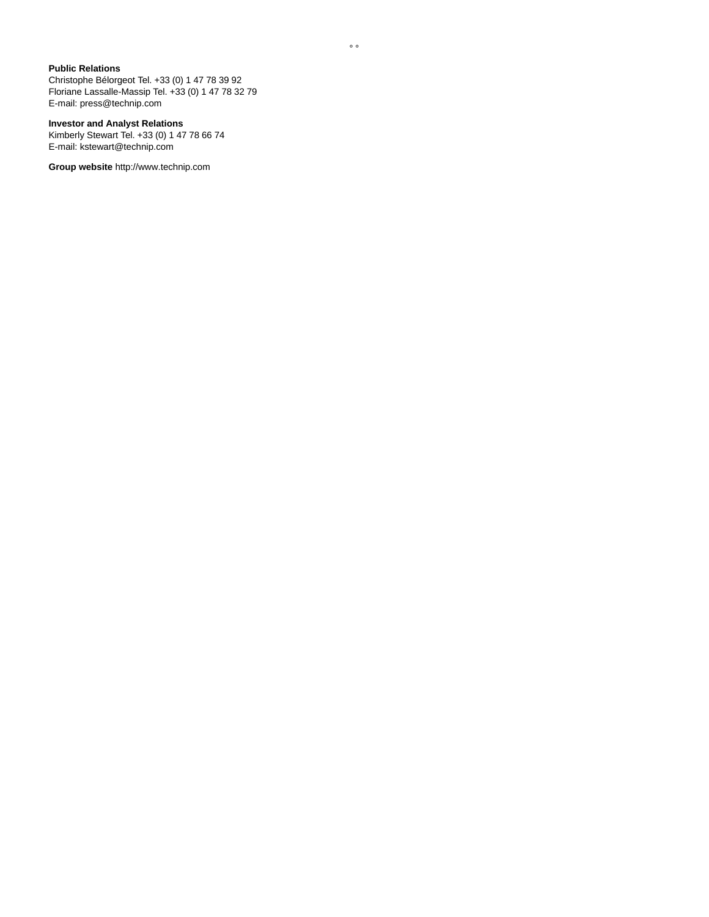°°

**Public Relations**
Christophe Bélorgeot Tel. +33 (0) 1 47 78 39 92
Floriane Lassalle-Massip Tel. +33 (0) 1 47 78 32 79
E-mail: press@technip.com

**Investor and Analyst Relations**
Kimberly Stewart Tel. +33 (0) 1 47 78 66 74
E-mail: kstewart@technip.com

**Group website** http://www.technip.com